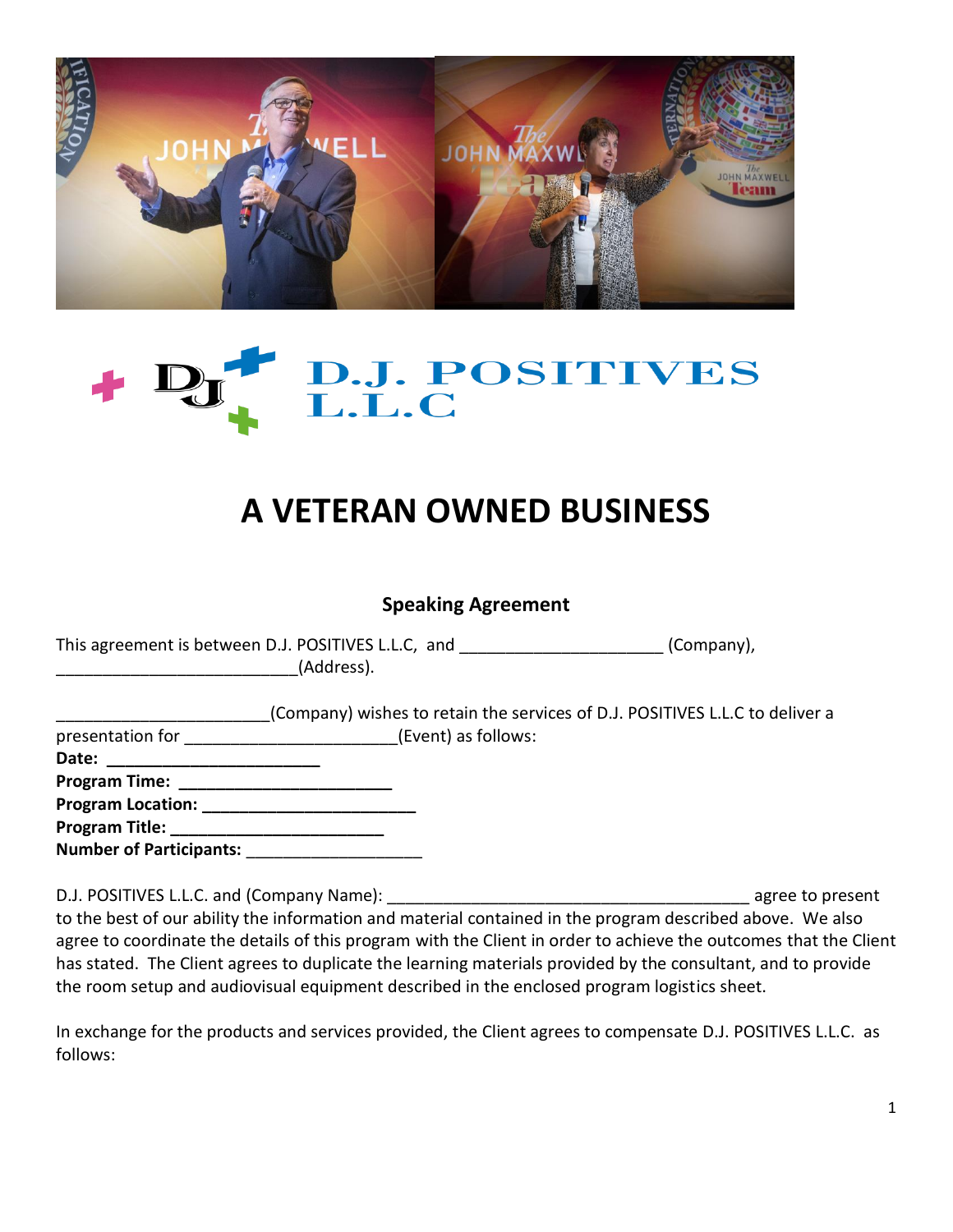D.J. POSITIVES L.L.C

# A VETERAN OWNED BUSINESS

## Speaking Agreement

This agreement is between D.J. POSITIVES L.L.C, and ______________________ (Company), __________________________(Address).

_______________________(Company) wishes to retain the services of D.J. POSITIVES L.L.C to deliver a presentation for _______________________(Event) as follows:

**Date:** _______________________

**Program Time:** _______________________

**Program Location:** _______________________

**Program Title:** _______________________

**Number of Participants:** ___________________

D.J. POSITIVES L.L.C. and (Company Name): ________________________________________ agree to present to the best of our ability the information and material contained in the program described above. We also agree to coordinate the details of this program with the Client in order to achieve the outcomes that the Client has stated. The Client agrees to duplicate the learning materials provided by the consultant, and to provide the room setup and audiovisual equipment described in the enclosed program logistics sheet.

In exchange for the products and services provided, the Client agrees to compensate D.J. POSITIVES L.L.C. as follows: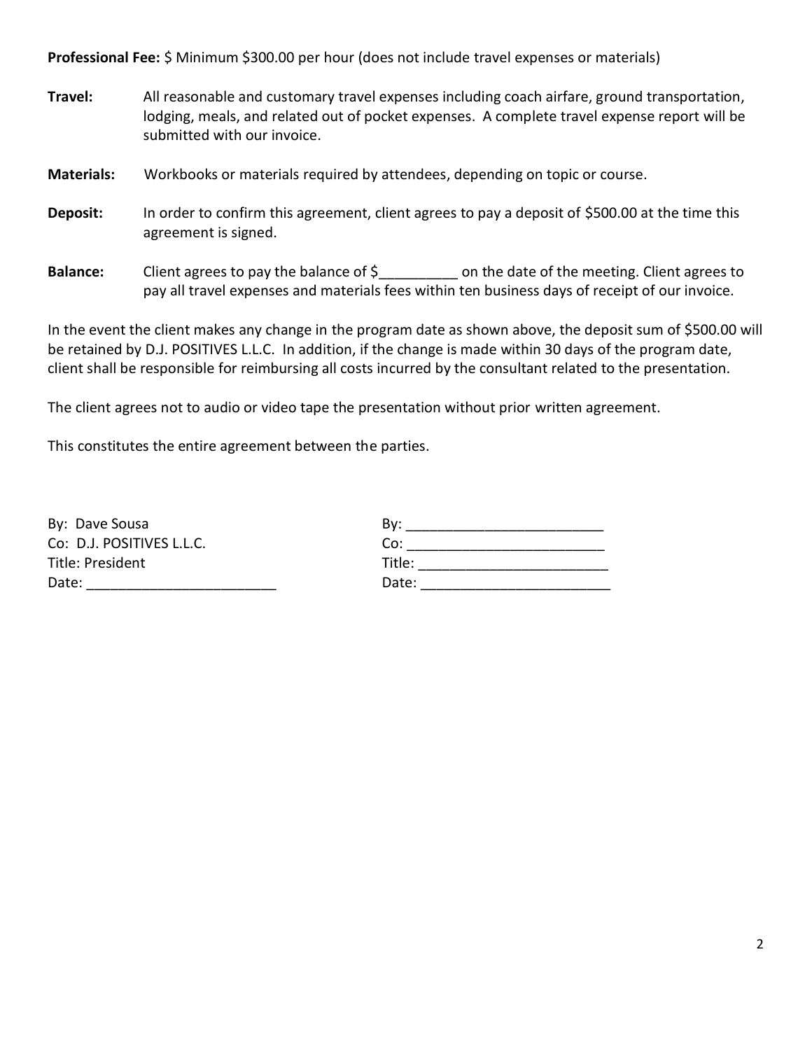**Professional Fee:** $ Minimum $300.00 per hour (does not include travel expenses or materials)

**Travel:** All reasonable and customary travel expenses including coach airfare, ground transportation, lodging, meals, and related out of pocket expenses. A complete travel expense report will be submitted with our invoice.

**Materials:** Workbooks or materials required by attendees, depending on topic or course.

**Deposit:** In order to confirm this agreement, client agrees to pay a deposit of $500.00 at the time this agreement is signed.

**Balance:** Client agrees to pay the balance of $__________ on the date of the meeting. Client agrees to pay all travel expenses and materials fees within ten business days of receipt of our invoice.

In the event the client makes any change in the program date as shown above, the deposit sum of $500.00 will be retained by D.J. POSITIVES L.L.C. In addition, if the change is made within 30 days of the program date, client shall be responsible for reimbursing all costs incurred by the consultant related to the presentation.

The client agrees not to audio or video tape the presentation without prior written agreement.

This constitutes the entire agreement between the parties.

By: Dave Sousa
Co: D.J. POSITIVES L.L.C.
Title: President
Date: ________________________

By: _________________________
Co: _________________________
Title: ________________________
Date: ________________________